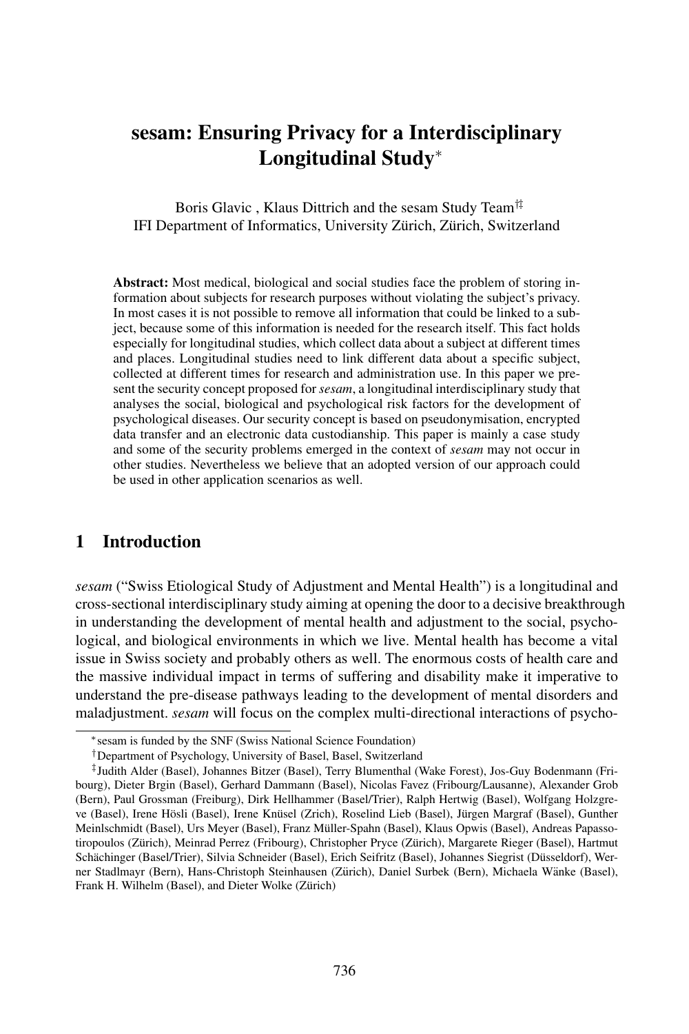# sesam: Ensuring Privacy for a Interdisciplinary Longitudinal Study[*]

Boris Glavic , Klaus Dittrich and the sesam Study Team[†‡]
IFI Department of Informatics, University Zürich, Zürich, Switzerland

**Abstract:** Most medical, biological and social studies face the problem of storing information about subjects for research purposes without violating the subject's privacy. In most cases it is not possible to remove all information that could be linked to a subject, because some of this information is needed for the research itself. This fact holds especially for longitudinal studies, which collect data about a subject at different times and places. Longitudinal studies need to link different data about a specific subject, collected at different times for research and administration use. In this paper we present the security concept proposed for *sesam*, a longitudinal interdisciplinary study that analyses the social, biological and psychological risk factors for the development of psychological diseases. Our security concept is based on pseudonymisation, encrypted data transfer and an electronic data custodianship. This paper is mainly a case study and some of the security problems emerged in the context of *sesam* may not occur in other studies. Nevertheless we believe that an adopted version of our approach could be used in other application scenarios as well.

## 1 Introduction

*sesam* ("Swiss Etiological Study of Adjustment and Mental Health") is a longitudinal and cross-sectional interdisciplinary study aiming at opening the door to a decisive breakthrough in understanding the development of mental health and adjustment to the social, psychological, and biological environments in which we live. Mental health has become a vital issue in Swiss society and probably others as well. The enormous costs of health care and the massive individual impact in terms of suffering and disability make it imperative to understand the pre-disease pathways leading to the development of mental disorders and maladjustment. *sesam* will focus on the complex multi-directional interactions of psycho-

---

[*] sesam is funded by the SNF (Swiss National Science Foundation)

[†] Department of Psychology, University of Basel, Basel, Switzerland

[‡] Judith Alder (Basel), Johannes Bitzer (Basel), Terry Blumenthal (Wake Forest), Jos-Guy Bodenmann (Fribourg), Dieter Brgin (Basel), Gerhard Dammann (Basel), Nicolas Favez (Fribourg/Lausanne), Alexander Grob (Bern), Paul Grossman (Freiburg), Dirk Hellhammer (Basel/Trier), Ralph Hertwig (Basel), Wolfgang Holzgreve (Basel), Irene Hösli (Basel), Irene Knüsel (Zrich), Roselind Lieb (Basel), Jürgen Margraf (Basel), Gunther Meinlschmidt (Basel), Urs Meyer (Basel), Franz Müller-Spahn (Basel), Klaus Opwis (Basel), Andreas Papassotiropoulos (Zürich), Meinrad Perrez (Fribourg), Christopher Pryce (Zürich), Margarete Rieger (Basel), Hartmut Schächinger (Basel/Trier), Silvia Schneider (Basel), Erich Seifritz (Basel), Johannes Siegrist (Düsseldorf), Werner Stadlmayr (Bern), Hans-Christoph Steinhausen (Zürich), Daniel Surbek (Bern), Michaela Wänke (Basel), Frank H. Wilhelm (Basel), and Dieter Wolke (Zürich)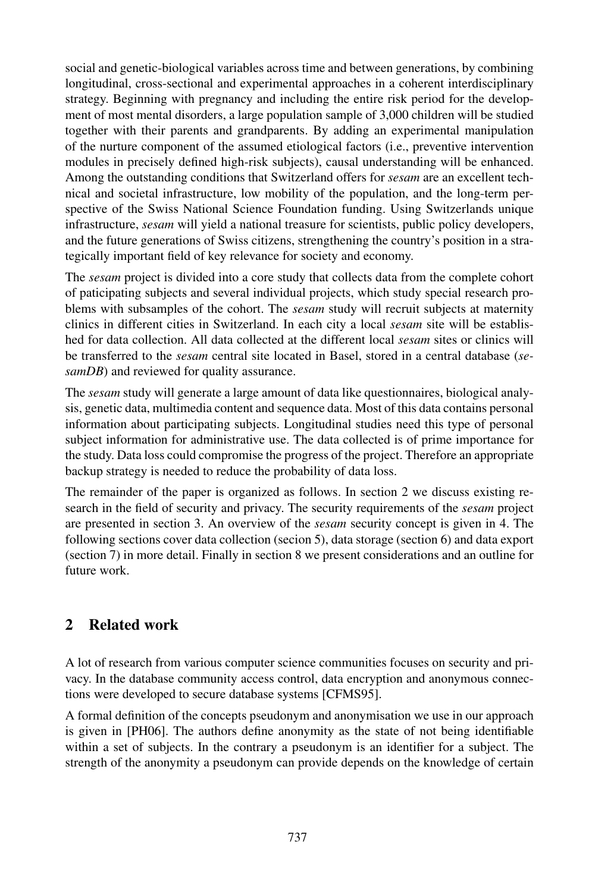social and genetic-biological variables across time and between generations, by combining longitudinal, cross-sectional and experimental approaches in a coherent interdisciplinary strategy. Beginning with pregnancy and including the entire risk period for the development of most mental disorders, a large population sample of 3,000 children will be studied together with their parents and grandparents. By adding an experimental manipulation of the nurture component of the assumed etiological factors (i.e., preventive intervention modules in precisely defined high-risk subjects), causal understanding will be enhanced. Among the outstanding conditions that Switzerland offers for *sesam* are an excellent technical and societal infrastructure, low mobility of the population, and the long-term perspective of the Swiss National Science Foundation funding. Using Switzerlands unique infrastructure, *sesam* will yield a national treasure for scientists, public policy developers, and the future generations of Swiss citizens, strengthening the country's position in a strategically important field of key relevance for society and economy.

The *sesam* project is divided into a core study that collects data from the complete cohort of paticipating subjects and several individual projects, which study special research problems with subsamples of the cohort. The *sesam* study will recruit subjects at maternity clinics in different cities in Switzerland. In each city a local *sesam* site will be established for data collection. All data collected at the different local *sesam* sites or clinics will be transferred to the *sesam* central site located in Basel, stored in a central database (*sesamDB*) and reviewed for quality assurance.

The *sesam* study will generate a large amount of data like questionnaires, biological analysis, genetic data, multimedia content and sequence data. Most of this data contains personal information about participating subjects. Longitudinal studies need this type of personal subject information for administrative use. The data collected is of prime importance for the study. Data loss could compromise the progress of the project. Therefore an appropriate backup strategy is needed to reduce the probability of data loss.

The remainder of the paper is organized as follows. In section 2 we discuss existing research in the field of security and privacy. The security requirements of the *sesam* project are presented in section 3. An overview of the *sesam* security concept is given in 4. The following sections cover data collection (secion 5), data storage (section 6) and data export (section 7) in more detail. Finally in section 8 we present considerations and an outline for future work.

## 2 Related work

A lot of research from various computer science communities focuses on security and privacy. In the database community access control, data encryption and anonymous connections were developed to secure database systems [CFMS95].

A formal definition of the concepts pseudonym and anonymisation we use in our approach is given in [PH06]. The authors define anonymity as the state of not being identifiable within a set of subjects. In the contrary a pseudonym is an identifier for a subject. The strength of the anonymity a pseudonym can provide depends on the knowledge of certain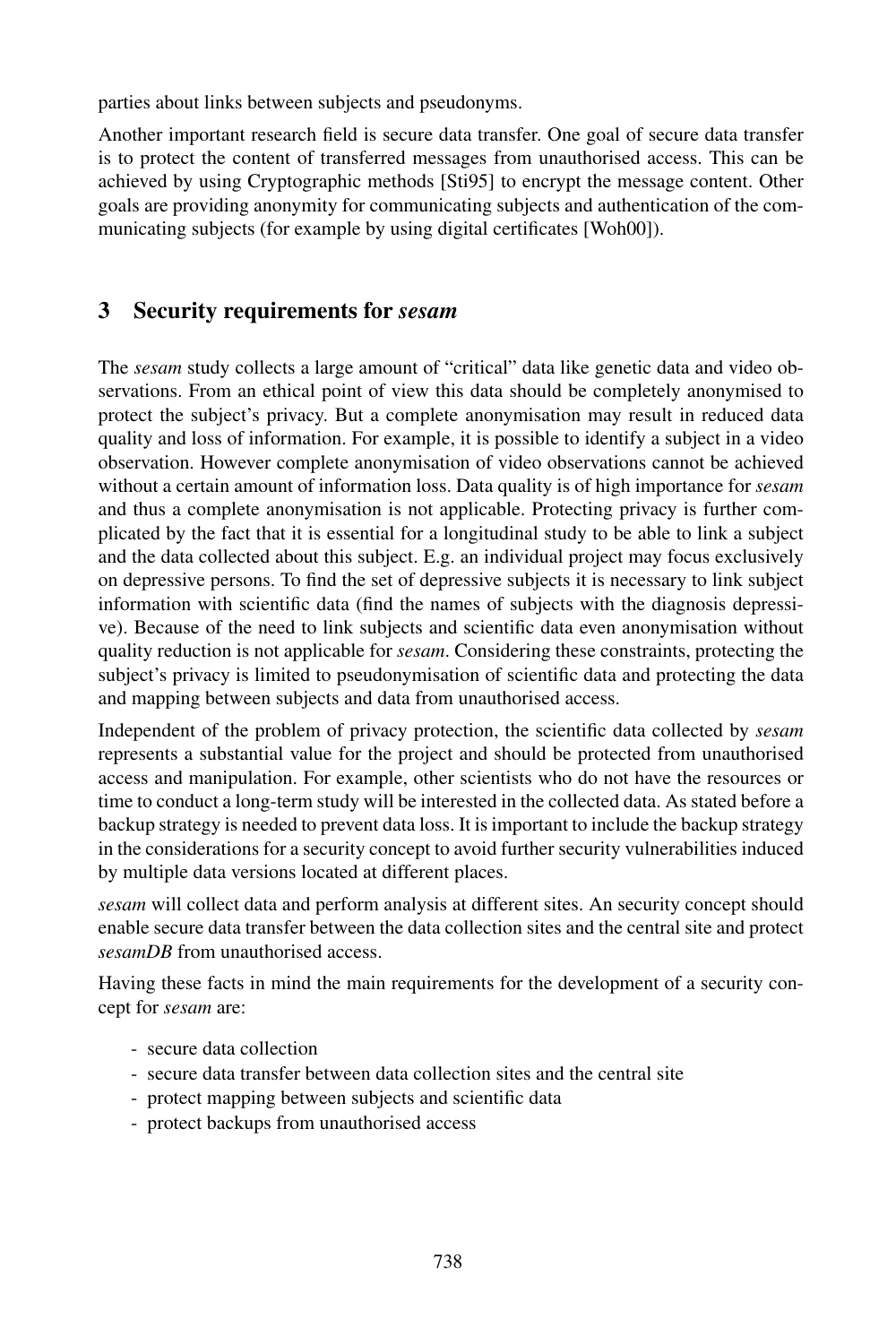parties about links between subjects and pseudonyms.

Another important research field is secure data transfer. One goal of secure data transfer is to protect the content of transferred messages from unauthorised access. This can be achieved by using Cryptographic methods [Sti95] to encrypt the message content. Other goals are providing anonymity for communicating subjects and authentication of the communicating subjects (for example by using digital certificates [Woh00]).

## 3 Security requirements for *sesam*

The *sesam* study collects a large amount of "critical" data like genetic data and video observations. From an ethical point of view this data should be completely anonymised to protect the subject's privacy. But a complete anonymisation may result in reduced data quality and loss of information. For example, it is possible to identify a subject in a video observation. However complete anonymisation of video observations cannot be achieved without a certain amount of information loss. Data quality is of high importance for *sesam* and thus a complete anonymisation is not applicable. Protecting privacy is further complicated by the fact that it is essential for a longitudinal study to be able to link a subject and the data collected about this subject. E.g. an individual project may focus exclusively on depressive persons. To find the set of depressive subjects it is necessary to link subject information with scientific data (find the names of subjects with the diagnosis depressive). Because of the need to link subjects and scientific data even anonymisation without quality reduction is not applicable for *sesam*. Considering these constraints, protecting the subject's privacy is limited to pseudonymisation of scientific data and protecting the data and mapping between subjects and data from unauthorised access.

Independent of the problem of privacy protection, the scientific data collected by *sesam* represents a substantial value for the project and should be protected from unauthorised access and manipulation. For example, other scientists who do not have the resources or time to conduct a long-term study will be interested in the collected data. As stated before a backup strategy is needed to prevent data loss. It is important to include the backup strategy in the considerations for a security concept to avoid further security vulnerabilities induced by multiple data versions located at different places.

*sesam* will collect data and perform analysis at different sites. An security concept should enable secure data transfer between the data collection sites and the central site and protect *sesamDB* from unauthorised access.

Having these facts in mind the main requirements for the development of a security concept for *sesam* are:

- secure data collection
- secure data transfer between data collection sites and the central site
- protect mapping between subjects and scientific data
- protect backups from unauthorised access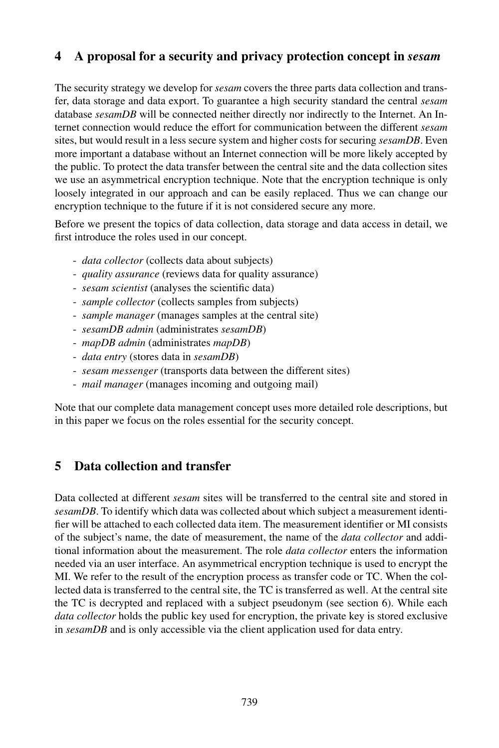## 4 A proposal for a security and privacy protection concept in *sesam*

The security strategy we develop for *sesam* covers the three parts data collection and transfer, data storage and data export. To guarantee a high security standard the central *sesam* database *sesamDB* will be connected neither directly nor indirectly to the Internet. An Internet connection would reduce the effort for communication between the different *sesam* sites, but would result in a less secure system and higher costs for securing *sesamDB*. Even more important a database without an Internet connection will be more likely accepted by the public. To protect the data transfer between the central site and the data collection sites we use an asymmetrical encryption technique. Note that the encryption technique is only loosely integrated in our approach and can be easily replaced. Thus we can change our encryption technique to the future if it is not considered secure any more.

Before we present the topics of data collection, data storage and data access in detail, we first introduce the roles used in our concept.

- *data collector* (collects data about subjects)
- *quality assurance* (reviews data for quality assurance)
- *sesam scientist* (analyses the scientific data)
- *sample collector* (collects samples from subjects)
- *sample manager* (manages samples at the central site)
- *sesamDB admin* (administrates *sesamDB*)
- *mapDB admin* (administrates *mapDB*)
- *data entry* (stores data in *sesamDB*)
- *sesam messenger* (transports data between the different sites)
- *mail manager* (manages incoming and outgoing mail)

Note that our complete data management concept uses more detailed role descriptions, but in this paper we focus on the roles essential for the security concept.

## 5 Data collection and transfer

Data collected at different *sesam* sites will be transferred to the central site and stored in *sesamDB*. To identify which data was collected about which subject a measurement identifier will be attached to each collected data item. The measurement identifier or MI consists of the subject's name, the date of measurement, the name of the *data collector* and additional information about the measurement. The role *data collector* enters the information needed via an user interface. An asymmetrical encryption technique is used to encrypt the MI. We refer to the result of the encryption process as transfer code or TC. When the collected data is transferred to the central site, the TC is transferred as well. At the central site the TC is decrypted and replaced with a subject pseudonym (see section 6). While each *data collector* holds the public key used for encryption, the private key is stored exclusive in *sesamDB* and is only accessible via the client application used for data entry.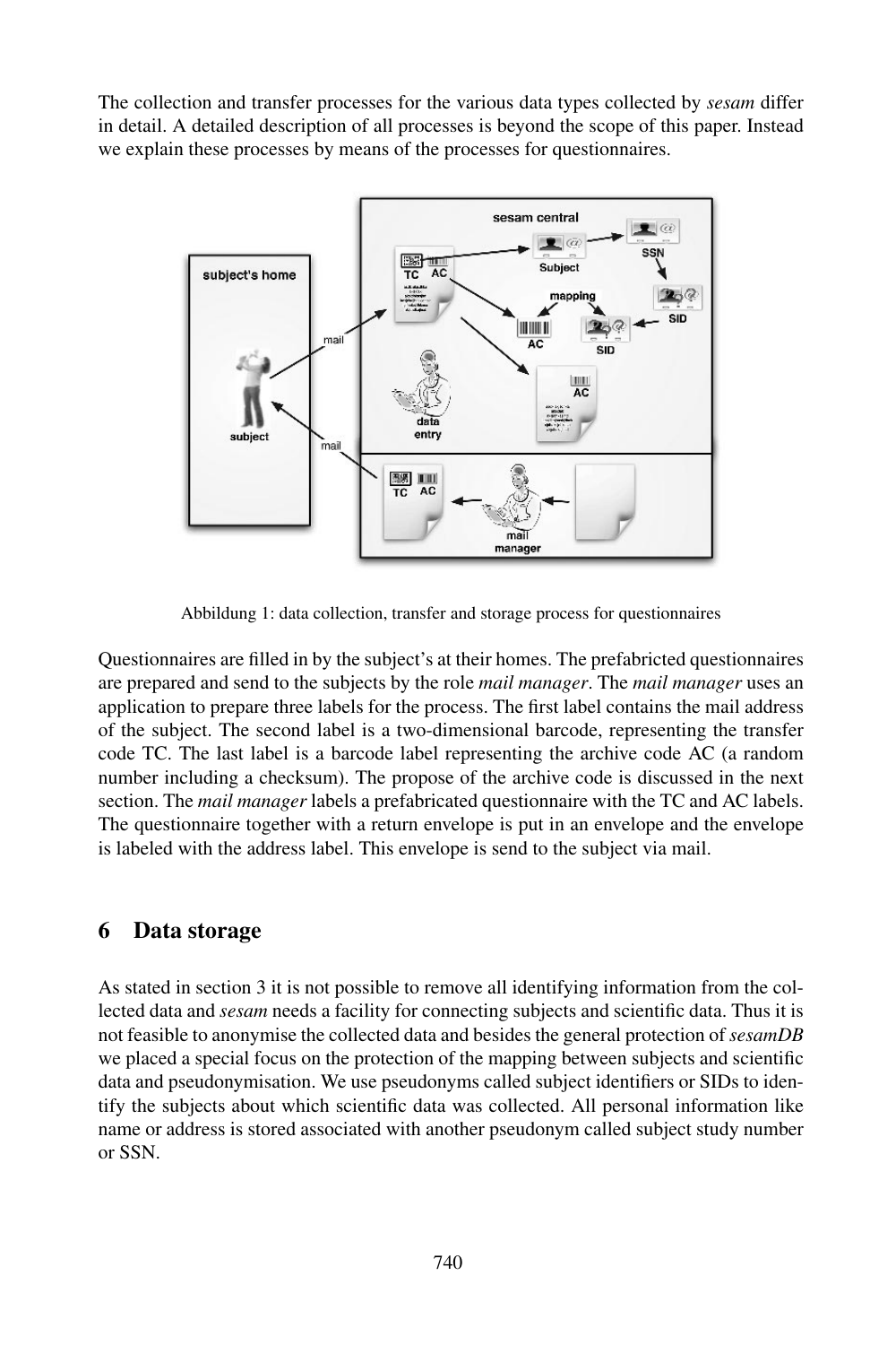The collection and transfer processes for the various data types collected by *sesam* differ in detail. A detailed description of all processes is beyond the scope of this paper. Instead we explain these processes by means of the processes for questionnaires.

Abbildung 1: data collection, transfer and storage process for questionnaires

Questionnaires are filled in by the subject's at their homes. The prefabricted questionnaires are prepared and send to the subjects by the role *mail manager*. The *mail manager* uses an application to prepare three labels for the process. The first label contains the mail address of the subject. The second label is a two-dimensional barcode, representing the transfer code TC. The last label is a barcode label representing the archive code AC (a random number including a checksum). The propose of the archive code is discussed in the next section. The *mail manager* labels a prefabricated questionnaire with the TC and AC labels. The questionnaire together with a return envelope is put in an envelope and the envelope is labeled with the address label. This envelope is send to the subject via mail.

## 6 Data storage

As stated in section 3 it is not possible to remove all identifying information from the collected data and *sesam* needs a facility for connecting subjects and scientific data. Thus it is not feasible to anonymise the collected data and besides the general protection of *sesamDB* we placed a special focus on the protection of the mapping between subjects and scientific data and pseudonymisation. We use pseudonyms called subject identifiers or SIDs to identify the subjects about which scientific data was collected. All personal information like name or address is stored associated with another pseudonym called subject study number or SSN.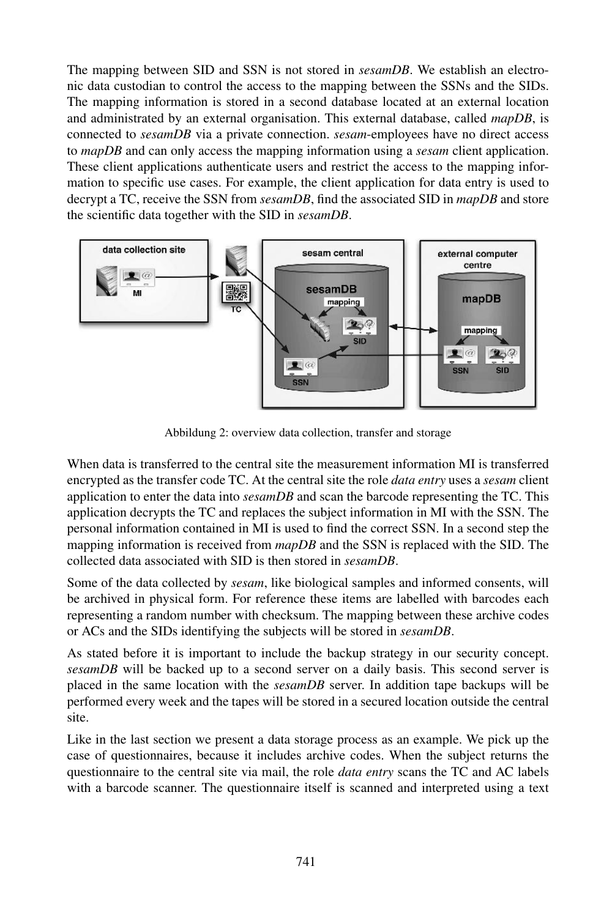The mapping between SID and SSN is not stored in *sesamDB*. We establish an electronic data custodian to control the access to the mapping between the SSNs and the SIDs. The mapping information is stored in a second database located at an external location and administrated by an external organisation. This external database, called *mapDB*, is connected to *sesamDB* via a private connection. *sesam*-employees have no direct access to *mapDB* and can only access the mapping information using a *sesam* client application. These client applications authenticate users and restrict the access to the mapping information to specific use cases. For example, the client application for data entry is used to decrypt a TC, receive the SSN from *sesamDB*, find the associated SID in *mapDB* and store the scientific data together with the SID in *sesamDB*.

Abbildung 2: overview data collection, transfer and storage

When data is transferred to the central site the measurement information MI is transferred encrypted as the transfer code TC. At the central site the role *data entry* uses a *sesam* client application to enter the data into *sesamDB* and scan the barcode representing the TC. This application decrypts the TC and replaces the subject information in MI with the SSN. The personal information contained in MI is used to find the correct SSN. In a second step the mapping information is received from *mapDB* and the SSN is replaced with the SID. The collected data associated with SID is then stored in *sesamDB*.

Some of the data collected by *sesam*, like biological samples and informed consents, will be archived in physical form. For reference these items are labelled with barcodes each representing a random number with checksum. The mapping between these archive codes or ACs and the SIDs identifying the subjects will be stored in *sesamDB*.

As stated before it is important to include the backup strategy in our security concept. *sesamDB* will be backed up to a second server on a daily basis. This second server is placed in the same location with the *sesamDB* server. In addition tape backups will be performed every week and the tapes will be stored in a secured location outside the central site.

Like in the last section we present a data storage process as an example. We pick up the case of questionnaires, because it includes archive codes. When the subject returns the questionnaire to the central site via mail, the role *data entry* scans the TC and AC labels with a barcode scanner. The questionnaire itself is scanned and interpreted using a text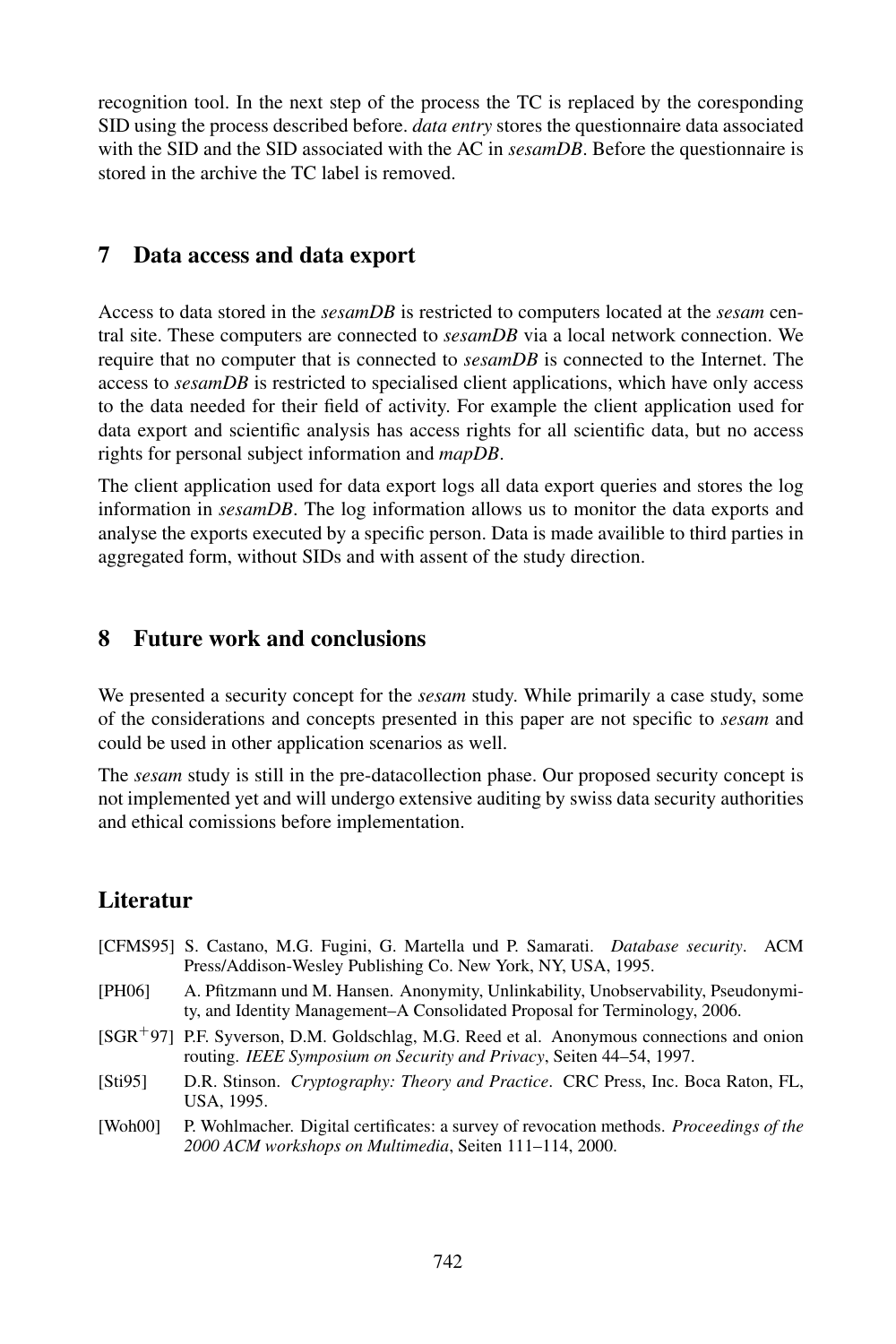recognition tool. In the next step of the process the TC is replaced by the coresponding SID using the process described before. *data entry* stores the questionnaire data associated with the SID and the SID associated with the AC in *sesamDB*. Before the questionnaire is stored in the archive the TC label is removed.

## 7 Data access and data export

Access to data stored in the *sesamDB* is restricted to computers located at the *sesam* central site. These computers are connected to *sesamDB* via a local network connection. We require that no computer that is connected to *sesamDB* is connected to the Internet. The access to *sesamDB* is restricted to specialised client applications, which have only access to the data needed for their field of activity. For example the client application used for data export and scientific analysis has access rights for all scientific data, but no access rights for personal subject information and *mapDB*.

The client application used for data export logs all data export queries and stores the log information in *sesamDB*. The log information allows us to monitor the data exports and analyse the exports executed by a specific person. Data is made availible to third parties in aggregated form, without SIDs and with assent of the study direction.

## 8 Future work and conclusions

We presented a security concept for the *sesam* study. While primarily a case study, some of the considerations and concepts presented in this paper are not specific to *sesam* and could be used in other application scenarios as well.

The *sesam* study is still in the pre-datacollection phase. Our proposed security concept is not implemented yet and will undergo extensive auditing by swiss data security authorities and ethical comissions before implementation.

## Literatur

[CFMS95] S. Castano, M.G. Fugini, G. Martella und P. Samarati. *Database security*. ACM Press/Addison-Wesley Publishing Co. New York, NY, USA, 1995.

[PH06] A. Pfitzmann und M. Hansen. Anonymity, Unlinkability, Unobservability, Pseudonymity, and Identity Management–A Consolidated Proposal for Terminology, 2006.

[SGR+97] P.F. Syverson, D.M. Goldschlag, M.G. Reed et al. Anonymous connections and onion routing. *IEEE Symposium on Security and Privacy*, Seiten 44–54, 1997.

[Sti95] D.R. Stinson. *Cryptography: Theory and Practice*. CRC Press, Inc. Boca Raton, FL, USA, 1995.

[Woh00] P. Wohlmacher. Digital certificates: a survey of revocation methods. *Proceedings of the 2000 ACM workshops on Multimedia*, Seiten 111–114, 2000.